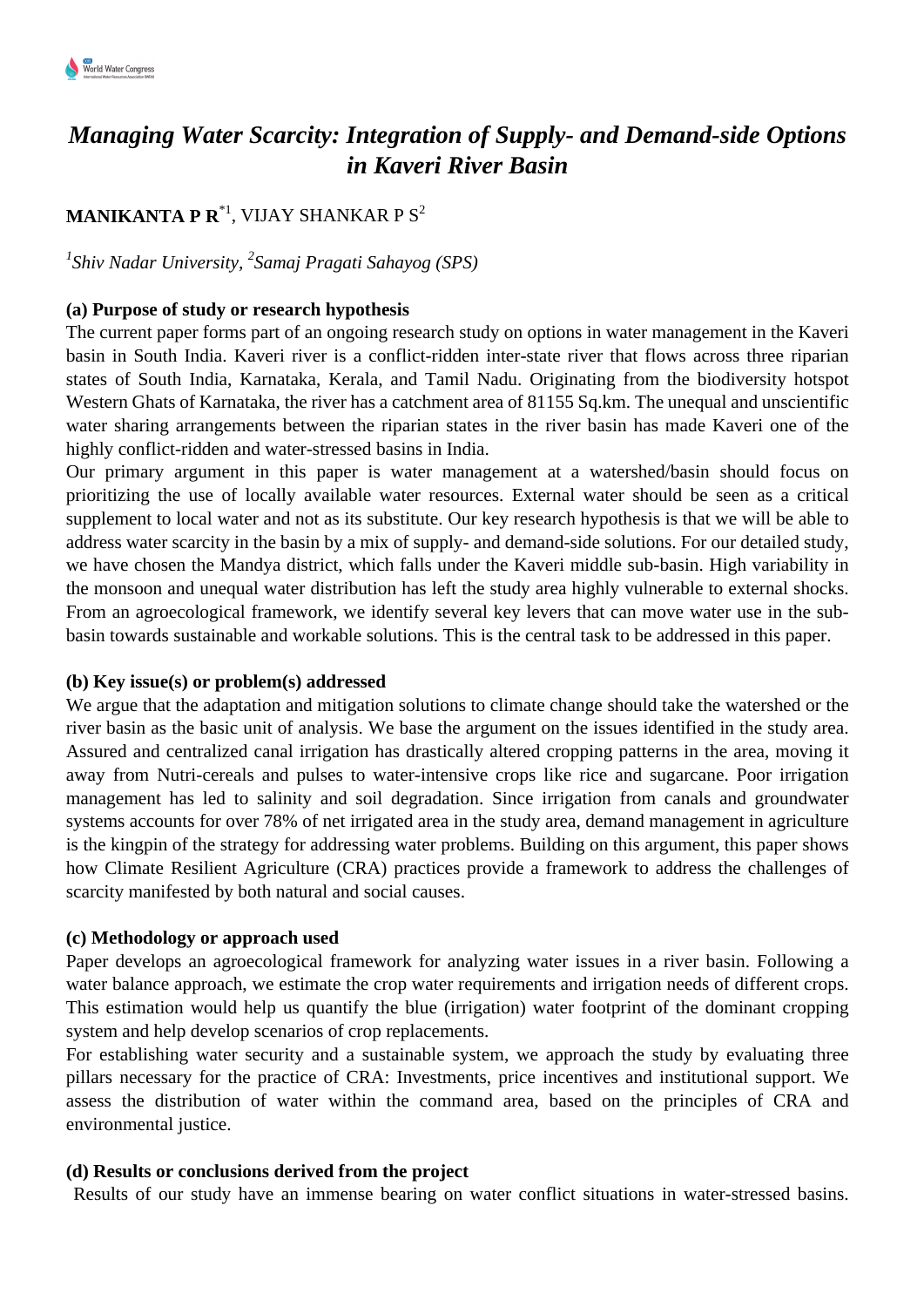# *Managing Water Scarcity: Integration of Supply- and Demand-side Options in Kaveri River Basin*

**MANIKANTA P R**[*1], VIJAY SHANKAR P S[2]

*[1]Shiv Nadar University, [2]Samaj Pragati Sahayog (SPS)*

**(a) Purpose of study or research hypothesis**

The current paper forms part of an ongoing research study on options in water management in the Kaveri basin in South India. Kaveri river is a conflict-ridden inter-state river that flows across three riparian states of South India, Karnataka, Kerala, and Tamil Nadu. Originating from the biodiversity hotspot Western Ghats of Karnataka, the river has a catchment area of 81155 Sq.km. The unequal and unscientific water sharing arrangements between the riparian states in the river basin has made Kaveri one of the highly conflict-ridden and water-stressed basins in India.

Our primary argument in this paper is water management at a watershed/basin should focus on prioritizing the use of locally available water resources. External water should be seen as a critical supplement to local water and not as its substitute. Our key research hypothesis is that we will be able to address water scarcity in the basin by a mix of supply- and demand-side solutions. For our detailed study, we have chosen the Mandya district, which falls under the Kaveri middle sub-basin. High variability in the monsoon and unequal water distribution has left the study area highly vulnerable to external shocks. From an agroecological framework, we identify several key levers that can move water use in the sub-basin towards sustainable and workable solutions. This is the central task to be addressed in this paper.

**(b) Key issue(s) or problem(s) addressed**

We argue that the adaptation and mitigation solutions to climate change should take the watershed or the river basin as the basic unit of analysis. We base the argument on the issues identified in the study area. Assured and centralized canal irrigation has drastically altered cropping patterns in the area, moving it away from Nutri-cereals and pulses to water-intensive crops like rice and sugarcane. Poor irrigation management has led to salinity and soil degradation. Since irrigation from canals and groundwater systems accounts for over 78% of net irrigated area in the study area, demand management in agriculture is the kingpin of the strategy for addressing water problems. Building on this argument, this paper shows how Climate Resilient Agriculture (CRA) practices provide a framework to address the challenges of scarcity manifested by both natural and social causes.

**(c) Methodology or approach used**

Paper develops an agroecological framework for analyzing water issues in a river basin. Following a water balance approach, we estimate the crop water requirements and irrigation needs of different crops. This estimation would help us quantify the blue (irrigation) water footprint of the dominant cropping system and help develop scenarios of crop replacements.

For establishing water security and a sustainable system, we approach the study by evaluating three pillars necessary for the practice of CRA: Investments, price incentives and institutional support. We assess the distribution of water within the command area, based on the principles of CRA and environmental justice.

**(d) Results or conclusions derived from the project**

Results of our study have an immense bearing on water conflict situations in water-stressed basins.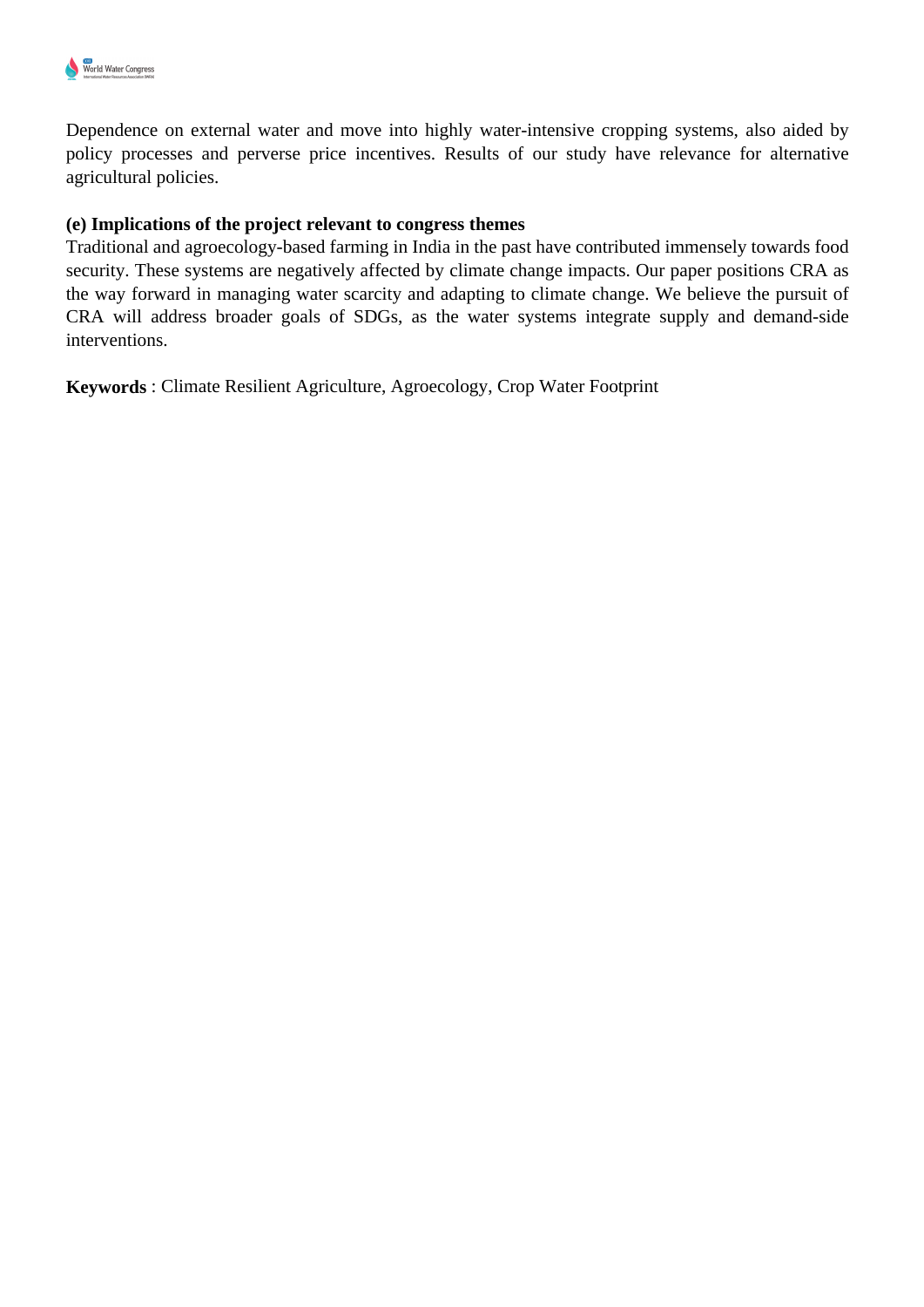Dependence on external water and move into highly water-intensive cropping systems, also aided by policy processes and perverse price incentives. Results of our study have relevance for alternative agricultural policies.

**(e) Implications of the project relevant to congress themes**

Traditional and agroecology-based farming in India in the past have contributed immensely towards food security. These systems are negatively affected by climate change impacts. Our paper positions CRA as the way forward in managing water scarcity and adapting to climate change. We believe the pursuit of CRA will address broader goals of SDGs, as the water systems integrate supply and demand-side interventions.

**Keywords** : Climate Resilient Agriculture, Agroecology, Crop Water Footprint